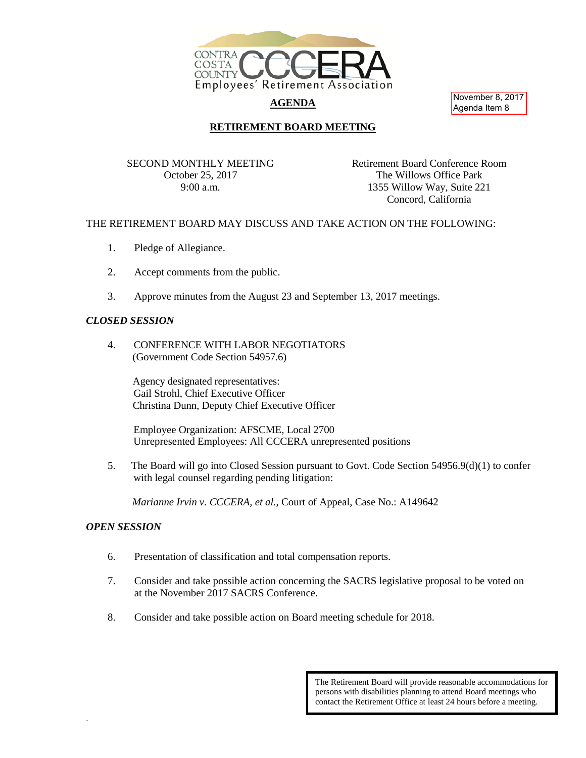CONTRA COSTA COUNTY CCCERA Employees' Retirement Association

November 8, 2017
Agenda Item 8

# AGENDA

## RETIREMENT BOARD MEETING

SECOND MONTHLY MEETING
October 25, 2017
9:00 a.m.

Retirement Board Conference Room
The Willows Office Park
1355 Willow Way, Suite 221
Concord, California

THE RETIREMENT BOARD MAY DISCUSS AND TAKE ACTION ON THE FOLLOWING:

1. Pledge of Allegiance.

2. Accept comments from the public.

3. Approve minutes from the August 23 and September 13, 2017 meetings.

***CLOSED SESSION***

4. CONFERENCE WITH LABOR NEGOTIATORS
   (Government Code Section 54957.6)

   Agency designated representatives:
   Gail Strohl, Chief Executive Officer
   Christina Dunn, Deputy Chief Executive Officer

   Employee Organization: AFSCME, Local 2700
   Unrepresented Employees: All CCCERA unrepresented positions

5. The Board will go into Closed Session pursuant to Govt. Code Section 54956.9(d)(1) to confer with legal counsel regarding pending litigation:

   *Marianne Irvin v. CCCERA, et al.*, Court of Appeal, Case No.: A149642

***OPEN SESSION***

6. Presentation of classification and total compensation reports.

7. Consider and take possible action concerning the SACRS legislative proposal to be voted on at the November 2017 SACRS Conference.

8. Consider and take possible action on Board meeting schedule for 2018.

The Retirement Board will provide reasonable accommodations for persons with disabilities planning to attend Board meetings who contact the Retirement Office at least 24 hours before a meeting.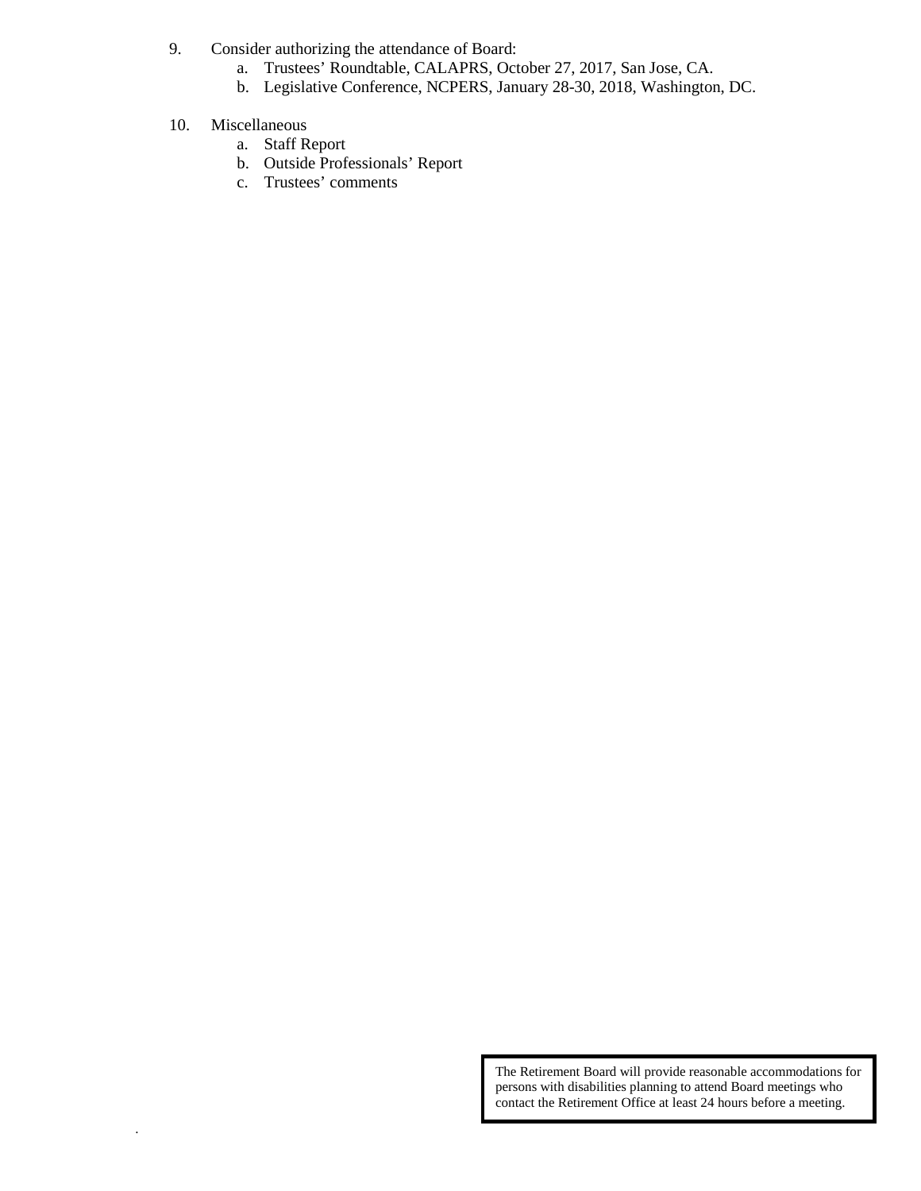9. Consider authorizing the attendance of Board:
   a. Trustees' Roundtable, CALAPRS, October 27, 2017, San Jose, CA.
   b. Legislative Conference, NCPERS, January 28-30, 2018, Washington, DC.

10. Miscellaneous
    a. Staff Report
    b. Outside Professionals' Report
    c. Trustees' comments

The Retirement Board will provide reasonable accommodations for persons with disabilities planning to attend Board meetings who contact the Retirement Office at least 24 hours before a meeting.